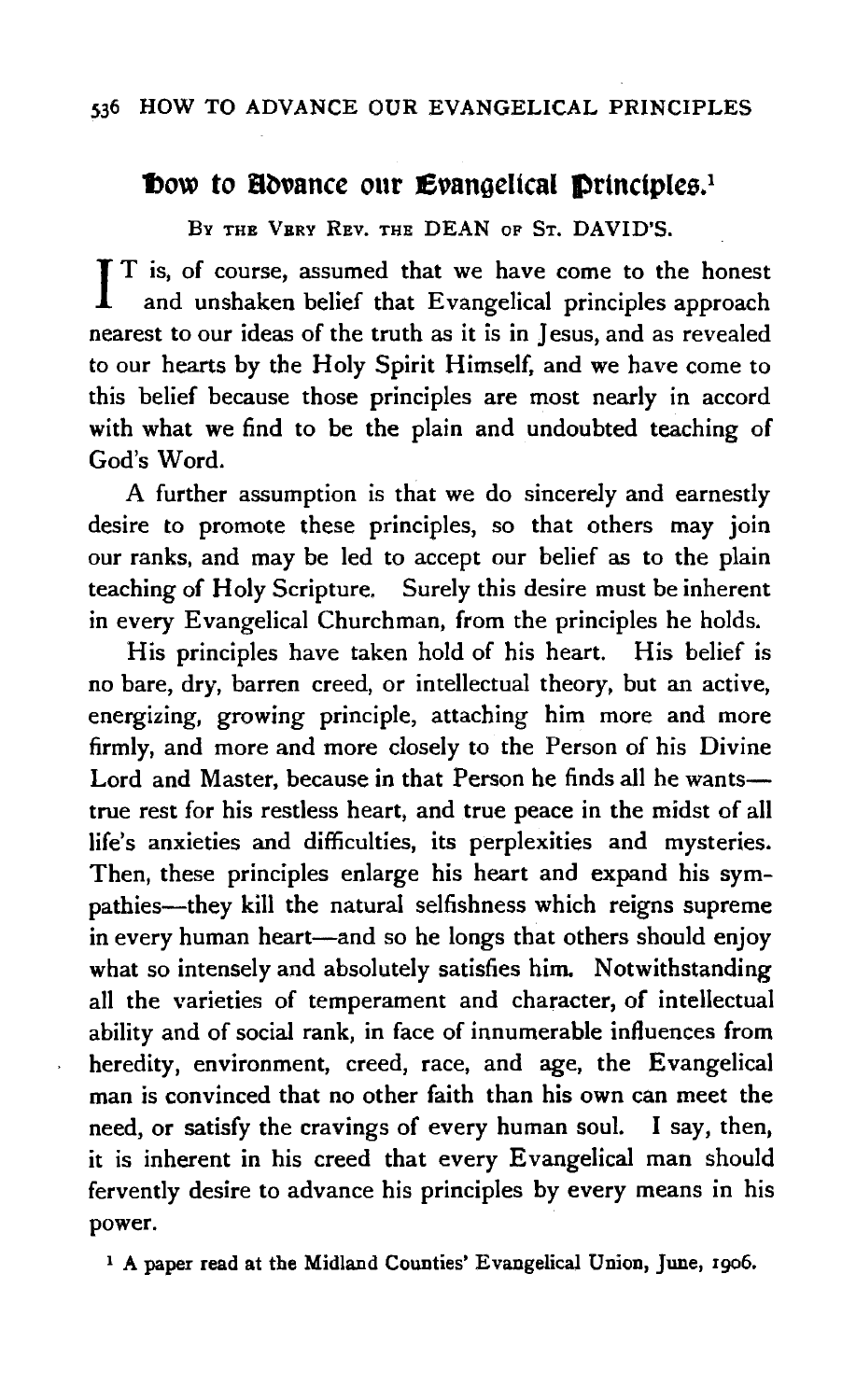# How to Advance our Evangelical Principles.[1]

BY THE VERY REV. THE DEAN OF ST. DAVID'S.

IT is, of course, assumed that we have come to the honest and unshaken belief that Evangelical principles approach nearest to our ideas of the truth as it is in Jesus, and as revealed to our hearts by the Holy Spirit Himself, and we have come to this belief because those principles are most nearly in accord with what we find to be the plain and undoubted teaching of God's Word.

A further assumption is that we do sincerely and earnestly desire to promote these principles, so that others may join our ranks, and may be led to accept our belief as to the plain teaching of Holy Scripture. Surely this desire must be inherent in every Evangelical Churchman, from the principles he holds.

His principles have taken hold of his heart. His belief is no bare, dry, barren creed, or intellectual theory, but an active, energizing, growing principle, attaching him more and more firmly, and more and more closely to the Person of his Divine Lord and Master, because in that Person he finds all he wants—true rest for his restless heart, and true peace in the midst of all life's anxieties and difficulties, its perplexities and mysteries. Then, these principles enlarge his heart and expand his sympathies—they kill the natural selfishness which reigns supreme in every human heart—and so he longs that others should enjoy what so intensely and absolutely satisfies him. Notwithstanding all the varieties of temperament and character, of intellectual ability and of social rank, in face of innumerable influences from heredity, environment, creed, race, and age, the Evangelical man is convinced that no other faith than his own can meet the need, or satisfy the cravings of every human soul. I say, then, it is inherent in his creed that every Evangelical man should fervently desire to advance his principles by every means in his power.

[1] A paper read at the Midland Counties' Evangelical Union, June, 1906.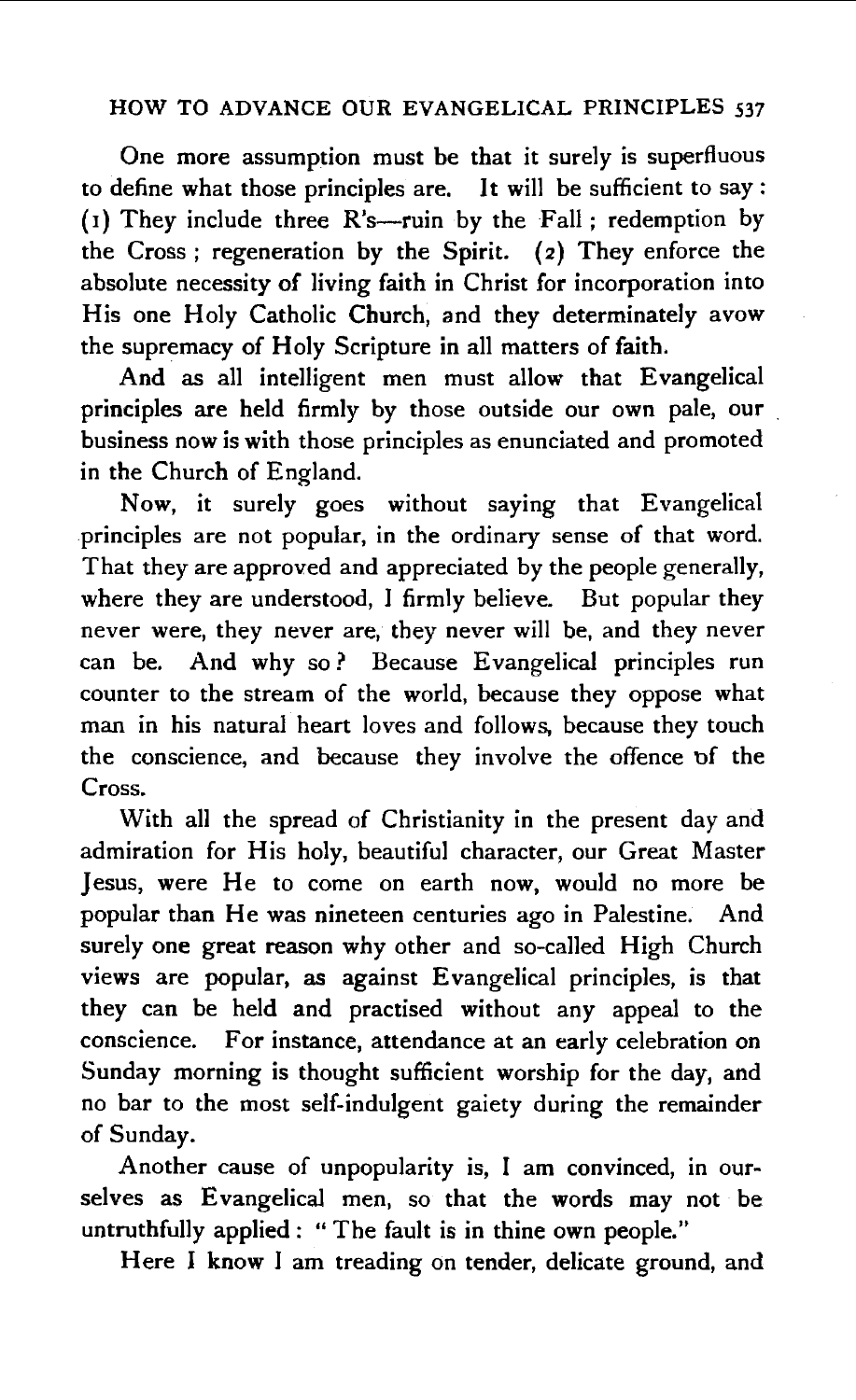One more assumption must be that it surely is superfluous to define what those principles are. It will be sufficient to say: (1) They include three R's—ruin by the Fall; redemption by the Cross; regeneration by the Spirit. (2) They enforce the absolute necessity of living faith in Christ for incorporation into His one Holy Catholic Church, and they determinately avow the supremacy of Holy Scripture in all matters of faith.

And as all intelligent men must allow that Evangelical principles are held firmly by those outside our own pale, our business now is with those principles as enunciated and promoted in the Church of England.

Now, it surely goes without saying that Evangelical principles are not popular, in the ordinary sense of that word. That they are approved and appreciated by the people generally, where they are understood, I firmly believe. But popular they never were, they never are, they never will be, and they never can be. And why so? Because Evangelical principles run counter to the stream of the world, because they oppose what man in his natural heart loves and follows, because they touch the conscience, and because they involve the offence of the Cross.

With all the spread of Christianity in the present day and admiration for His holy, beautiful character, our Great Master Jesus, were He to come on earth now, would no more be popular than He was nineteen centuries ago in Palestine. And surely one great reason why other and so-called High Church views are popular, as against Evangelical principles, is that they can be held and practised without any appeal to the conscience. For instance, attendance at an early celebration on Sunday morning is thought sufficient worship for the day, and no bar to the most self-indulgent gaiety during the remainder of Sunday.

Another cause of unpopularity is, I am convinced, in ourselves as Evangelical men, so that the words may not be untruthfully applied: "The fault is in thine own people."

Here I know I am treading on tender, delicate ground, and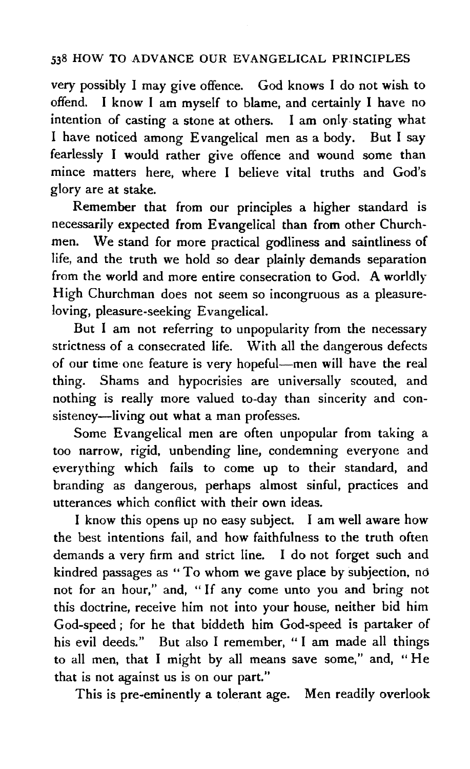very possibly I may give offence. God knows I do not wish to offend. I know I am myself to blame, and certainly I have no intention of casting a stone at others. I am only stating what I have noticed among Evangelical men as a body. But I say fearlessly I would rather give offence and wound some than mince matters here, where I believe vital truths and God's glory are at stake.

Remember that from our principles a higher standard is necessarily expected from Evangelical than from other Churchmen. We stand for more practical godliness and saintliness of life, and the truth we hold so dear plainly demands separation from the world and more entire consecration to God. A worldly High Churchman does not seem so incongruous as a pleasure-loving, pleasure-seeking Evangelical.

But I am not referring to unpopularity from the necessary strictness of a consecrated life. With all the dangerous defects of our time one feature is very hopeful—men will have the real thing. Shams and hypocrisies are universally scouted, and nothing is really more valued to-day than sincerity and consistency—living out what a man professes.

Some Evangelical men are often unpopular from taking a too narrow, rigid, unbending line, condemning everyone and everything which fails to come up to their standard, and branding as dangerous, perhaps almost sinful, practices and utterances which conflict with their own ideas.

I know this opens up no easy subject. I am well aware how the best intentions fail, and how faithfulness to the truth often demands a very firm and strict line. I do not forget such and kindred passages as "To whom we gave place by subjection, no not for an hour," and, "If any come unto you and bring not this doctrine, receive him not into your house, neither bid him God-speed; for he that biddeth him God-speed is partaker of his evil deeds." But also I remember, "I am made all things to all men, that I might by all means save some," and, "He that is not against us is on our part."

This is pre-eminently a tolerant age. Men readily overlook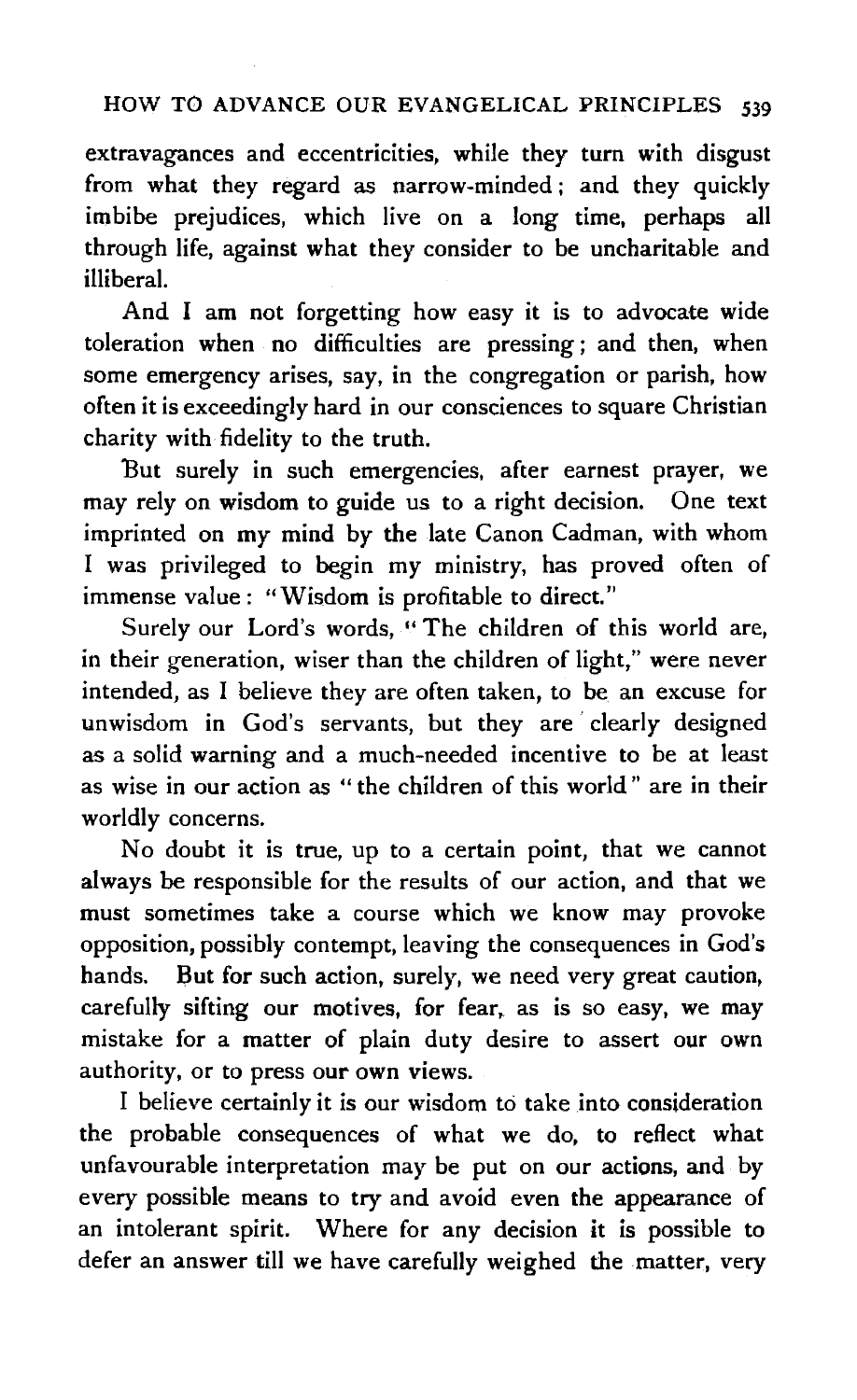extravagances and eccentricities, while they turn with disgust from what they regard as narrow-minded; and they quickly imbibe prejudices, which live on a long time, perhaps all through life, against what they consider to be uncharitable and illiberal.

And I am not forgetting how easy it is to advocate wide toleration when no difficulties are pressing; and then, when some emergency arises, say, in the congregation or parish, how often it is exceedingly hard in our consciences to square Christian charity with fidelity to the truth.

But surely in such emergencies, after earnest prayer, we may rely on wisdom to guide us to a right decision. One text imprinted on my mind by the late Canon Cadman, with whom I was privileged to begin my ministry, has proved often of immense value: "Wisdom is profitable to direct."

Surely our Lord's words, "The children of this world are, in their generation, wiser than the children of light," were never intended, as I believe they are often taken, to be an excuse for unwisdom in God's servants, but they are clearly designed as a solid warning and a much-needed incentive to be at least as wise in our action as "the children of this world" are in their worldly concerns.

No doubt it is true, up to a certain point, that we cannot always be responsible for the results of our action, and that we must sometimes take a course which we know may provoke opposition, possibly contempt, leaving the consequences in God's hands. But for such action, surely, we need very great caution, carefully sifting our motives, for fear, as is so easy, we may mistake for a matter of plain duty desire to assert our own authority, or to press our own views.

I believe certainly it is our wisdom to take into consideration the probable consequences of what we do, to reflect what unfavourable interpretation may be put on our actions, and by every possible means to try and avoid even the appearance of an intolerant spirit. Where for any decision it is possible to defer an answer till we have carefully weighed the matter, very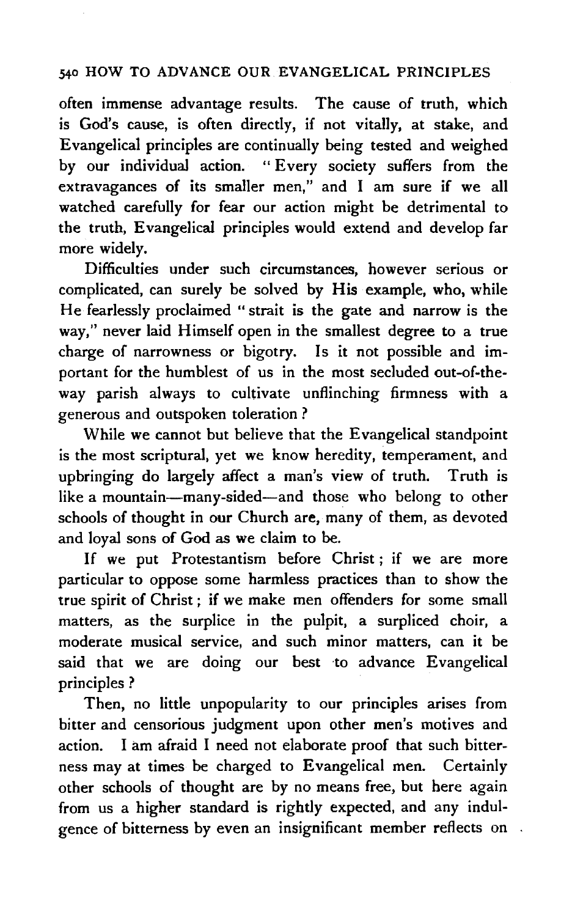often immense advantage results. The cause of truth, which is God's cause, is often directly, if not vitally, at stake, and Evangelical principles are continually being tested and weighed by our individual action. "Every society suffers from the extravagances of its smaller men," and I am sure if we all watched carefully for fear our action might be detrimental to the truth, Evangelical principles would extend and develop far more widely.

Difficulties under such circumstances, however serious or complicated, can surely be solved by His example, who, while He fearlessly proclaimed "strait is the gate and narrow is the way," never laid Himself open in the smallest degree to a true charge of narrowness or bigotry. Is it not possible and important for the humblest of us in the most secluded out-of-the-way parish always to cultivate unflinching firmness with a generous and outspoken toleration?

While we cannot but believe that the Evangelical standpoint is the most scriptural, yet we know heredity, temperament, and upbringing do largely affect a man's view of truth. Truth is like a mountain—many-sided—and those who belong to other schools of thought in our Church are, many of them, as devoted and loyal sons of God as we claim to be.

If we put Protestantism before Christ; if we are more particular to oppose some harmless practices than to show the true spirit of Christ; if we make men offenders for some small matters, as the surplice in the pulpit, a surpliced choir, a moderate musical service, and such minor matters, can it be said that we are doing our best to advance Evangelical principles?

Then, no little unpopularity to our principles arises from bitter and censorious judgment upon other men's motives and action. I am afraid I need not elaborate proof that such bitterness may at times be charged to Evangelical men. Certainly other schools of thought are by no means free, but here again from us a higher standard is rightly expected, and any indulgence of bitterness by even an insignificant member reflects on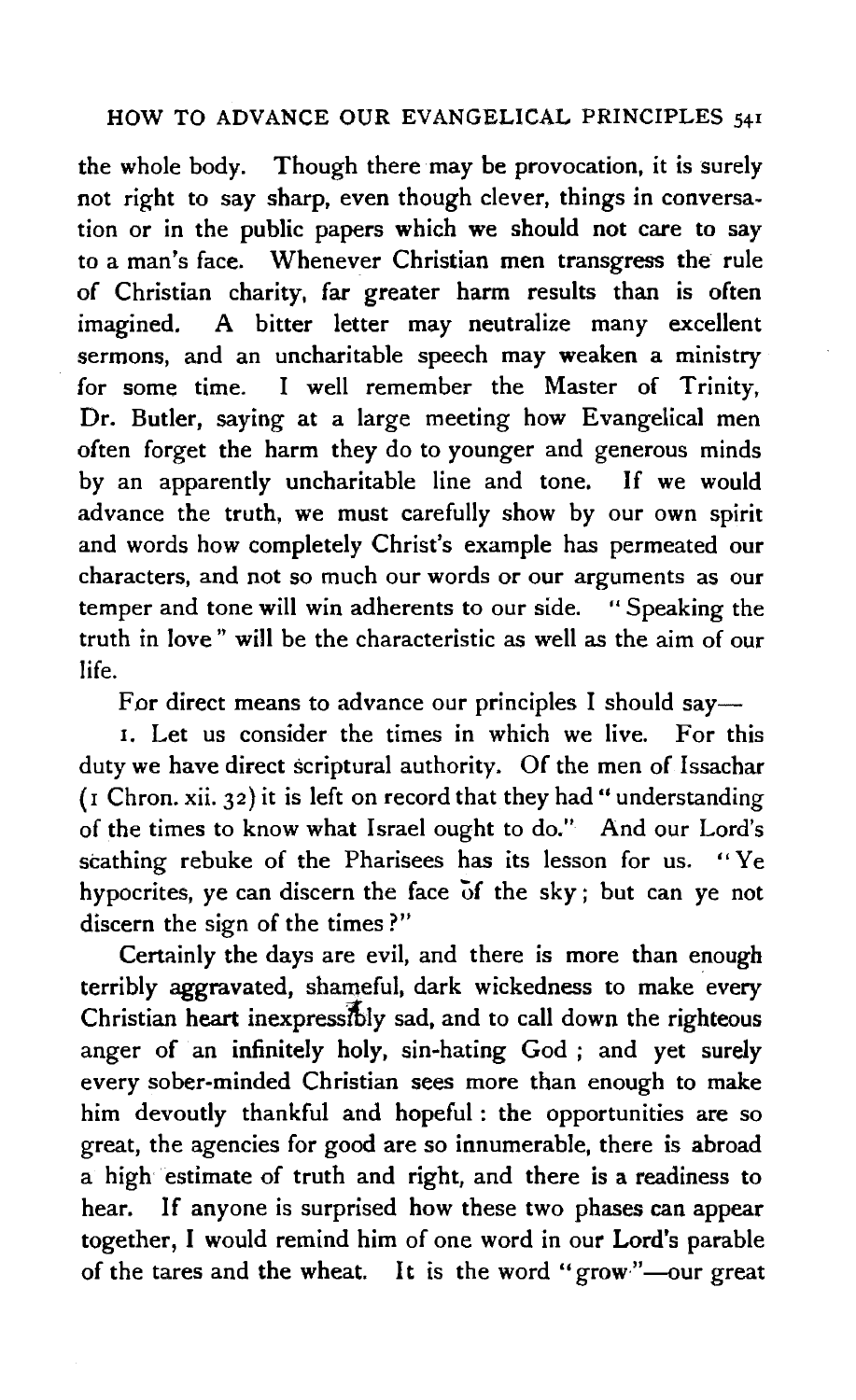the whole body. Though there may be provocation, it is surely not right to say sharp, even though clever, things in conversation or in the public papers which we should not care to say to a man's face. Whenever Christian men transgress the rule of Christian charity, far greater harm results than is often imagined. A bitter letter may neutralize many excellent sermons, and an uncharitable speech may weaken a ministry for some time. I well remember the Master of Trinity, Dr. Butler, saying at a large meeting how Evangelical men often forget the harm they do to younger and generous minds by an apparently uncharitable line and tone. If we would advance the truth, we must carefully show by our own spirit and words how completely Christ's example has permeated our characters, and not so much our words or our arguments as our temper and tone will win adherents to our side. "Speaking the truth in love" will be the characteristic as well as the aim of our life.

For direct means to advance our principles I should say—

1. Let us consider the times in which we live. For this duty we have direct scriptural authority. Of the men of Issachar (1 Chron. xii. 32) it is left on record that they had "understanding of the times to know what Israel ought to do." And our Lord's scathing rebuke of the Pharisees has its lesson for us. "Ye hypocrites, ye can discern the face of the sky; but can ye not discern the sign of the times?"

Certainly the days are evil, and there is more than enough terribly aggravated, shameful, dark wickedness to make every Christian heart inexpressibly sad, and to call down the righteous anger of an infinitely holy, sin-hating God; and yet surely every sober-minded Christian sees more than enough to make him devoutly thankful and hopeful: the opportunities are so great, the agencies for good are so innumerable, there is abroad a high estimate of truth and right, and there is a readiness to hear. If anyone is surprised how these two phases can appear together, I would remind him of one word in our Lord's parable of the tares and the wheat. It is the word "grow"—our great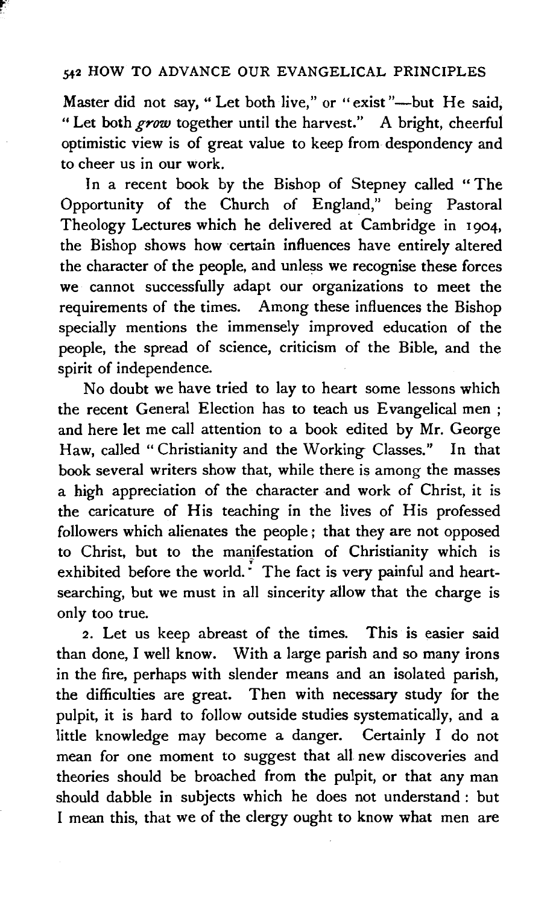Master did not say, "Let both live," or "exist"—but He said, "Let both *grow* together until the harvest." A bright, cheerful optimistic view is of great value to keep from despondency and to cheer us in our work.

In a recent book by the Bishop of Stepney called "The Opportunity of the Church of England," being Pastoral Theology Lectures which he delivered at Cambridge in 1904, the Bishop shows how certain influences have entirely altered the character of the people, and unless we recognise these forces we cannot successfully adapt our organizations to meet the requirements of the times. Among these influences the Bishop specially mentions the immensely improved education of the people, the spread of science, criticism of the Bible, and the spirit of independence.

No doubt we have tried to lay to heart some lessons which the recent General Election has to teach us Evangelical men; and here let me call attention to a book edited by Mr. George Haw, called "Christianity and the Working Classes." In that book several writers show that, while there is among the masses a high appreciation of the character and work of Christ, it is the caricature of His teaching in the lives of His professed followers which alienates the people; that they are not opposed to Christ, but to the manifestation of Christianity which is exhibited before the world. The fact is very painful and heart-searching, but we must in all sincerity allow that the charge is only too true.

2. Let us keep abreast of the times. This is easier said than done, I well know. With a large parish and so many irons in the fire, perhaps with slender means and an isolated parish, the difficulties are great. Then with necessary study for the pulpit, it is hard to follow outside studies systematically, and a little knowledge may become a danger. Certainly I do not mean for one moment to suggest that all new discoveries and theories should be broached from the pulpit, or that any man should dabble in subjects which he does not understand: but I mean this, that we of the clergy ought to know what men are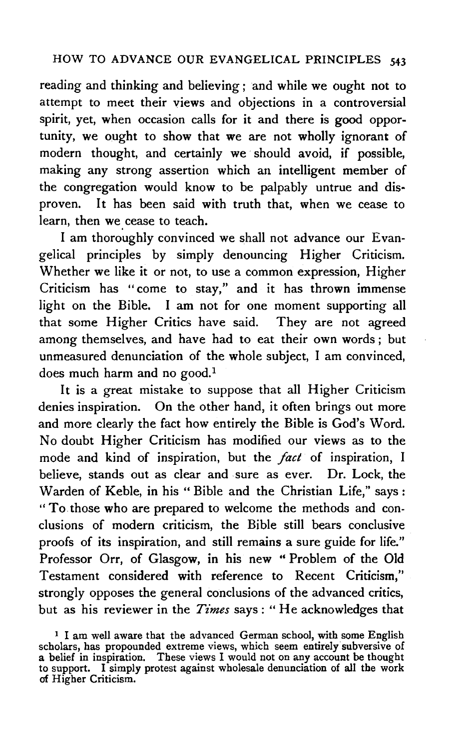reading and thinking and believing; and while we ought not to attempt to meet their views and objections in a controversial spirit, yet, when occasion calls for it and there is good opportunity, we ought to show that we are not wholly ignorant of modern thought, and certainly we should avoid, if possible, making any strong assertion which an intelligent member of the congregation would know to be palpably untrue and disproven. It has been said with truth that, when we cease to learn, then we cease to teach.

I am thoroughly convinced we shall not advance our Evangelical principles by simply denouncing Higher Criticism. Whether we like it or not, to use a common expression, Higher Criticism has "come to stay," and it has thrown immense light on the Bible. I am not for one moment supporting all that some Higher Critics have said. They are not agreed among themselves, and have had to eat their own words; but unmeasured denunciation of the whole subject, I am convinced, does much harm and no good.[1]

It is a great mistake to suppose that all Higher Criticism denies inspiration. On the other hand, it often brings out more and more clearly the fact how entirely the Bible is God's Word. No doubt Higher Criticism has modified our views as to the mode and kind of inspiration, but the *fact* of inspiration, I believe, stands out as clear and sure as ever. Dr. Lock, the Warden of Keble, in his "Bible and the Christian Life," says: "To those who are prepared to welcome the methods and conclusions of modern criticism, the Bible still bears conclusive proofs of its inspiration, and still remains a sure guide for life." Professor Orr, of Glasgow, in his new "Problem of the Old Testament considered with reference to Recent Criticism," strongly opposes the general conclusions of the advanced critics, but as his reviewer in the *Times* says: "He acknowledges that

[1] I am well aware that the advanced German school, with some English scholars, has propounded extreme views, which seem entirely subversive of a belief in inspiration. These views I would not on any account be thought to support. I simply protest against wholesale denunciation of all the work of Higher Criticism.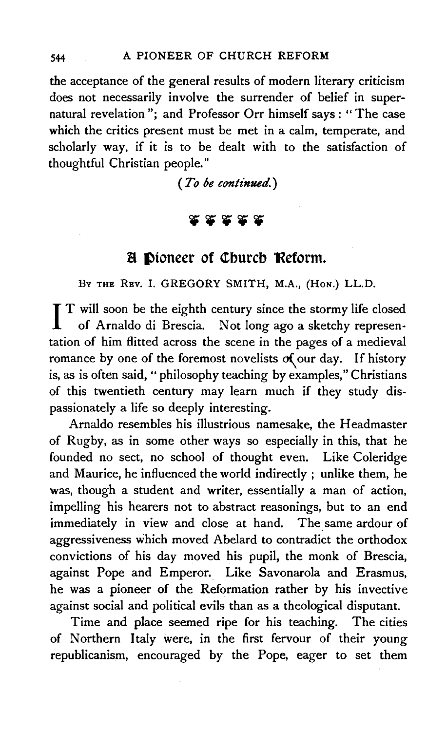the acceptance of the general results of modern literary criticism does not necessarily involve the surrender of belief in supernatural revelation"; and Professor Orr himself says: "The case which the critics present must be met in a calm, temperate, and scholarly way, if it is to be dealt with to the satisfaction of thoughtful Christian people."

*(To be continued.)*

❦ ❦ ❦ ❦ ❦

# A Pioneer of Church Reform.

BY THE REV. I. GREGORY SMITH, M.A., (HON.) LL.D.

IT will soon be the eighth century since the stormy life closed of Arnaldo di Brescia. Not long ago a sketchy representation of him flitted across the scene in the pages of a medieval romance by one of the foremost novelists of our day. If history is, as is often said, "philosophy teaching by examples," Christians of this twentieth century may learn much if they study dispassionately a life so deeply interesting.

Arnaldo resembles his illustrious namesake, the Headmaster of Rugby, as in some other ways so especially in this, that he founded no sect, no school of thought even. Like Coleridge and Maurice, he influenced the world indirectly; unlike them, he was, though a student and writer, essentially a man of action, impelling his hearers not to abstract reasonings, but to an end immediately in view and close at hand. The same ardour of aggressiveness which moved Abelard to contradict the orthodox convictions of his day moved his pupil, the monk of Brescia, against Pope and Emperor. Like Savonarola and Erasmus, he was a pioneer of the Reformation rather by his invective against social and political evils than as a theological disputant.

Time and place seemed ripe for his teaching. The cities of Northern Italy were, in the first fervour of their young republicanism, encouraged by the Pope, eager to set them